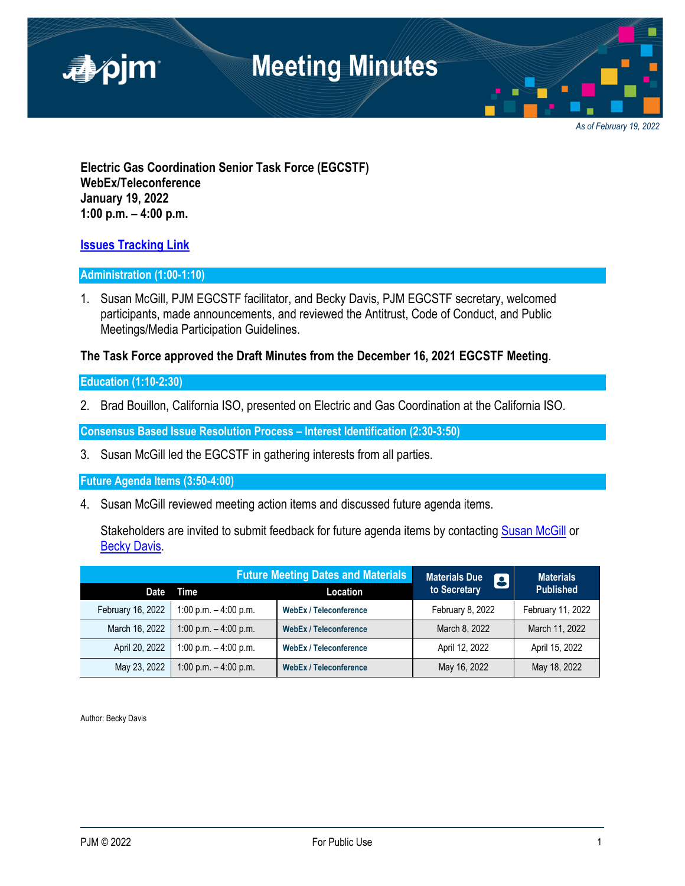# Meeting Minutes

*As of February 19, 2022*

**Electric Gas Coordination Senior Task Force (EGCSTF)**
**WebEx/Teleconference**
**January 19, 2022**
**1:00 p.m. – 4:00 p.m.**

[Issues Tracking Link]

## Administration (1:00-1:10)

1. Susan McGill, PJM EGCSTF facilitator, and Becky Davis, PJM EGCSTF secretary, welcomed participants, made announcements, and reviewed the Antitrust, Code of Conduct, and Public Meetings/Media Participation Guidelines.

**The Task Force approved the Draft Minutes from the December 16, 2021 EGCSTF Meeting**.

## Education (1:10-2:30)

2. Brad Bouillon, California ISO, presented on Electric and Gas Coordination at the California ISO.

## Consensus Based Issue Resolution Process – Interest Identification (2:30-3:50)

3. Susan McGill led the EGCSTF in gathering interests from all parties.

## Future Agenda Items (3:50-4:00)

4. Susan McGill reviewed meeting action items and discussed future agenda items.

   Stakeholders are invited to submit feedback for future agenda items by contacting Susan McGill or Becky Davis.

| Future Meeting Dates and Materials | | | Materials Due to Secretary | Materials Published |
|---|---|---|---|---|
| **Date** | **Time** | **Location** | | |
| February 16, 2022 | 1:00 p.m. – 4:00 p.m. | WebEx / Teleconference | February 8, 2022 | February 11, 2022 |
| March 16, 2022 | 1:00 p.m. – 4:00 p.m. | WebEx / Teleconference | March 8, 2022 | March 11, 2022 |
| April 20, 2022 | 1:00 p.m. – 4:00 p.m. | WebEx / Teleconference | April 12, 2022 | April 15, 2022 |
| May 23, 2022 | 1:00 p.m. – 4:00 p.m. | WebEx / Teleconference | May 16, 2022 | May 18, 2022 |

Author: Becky Davis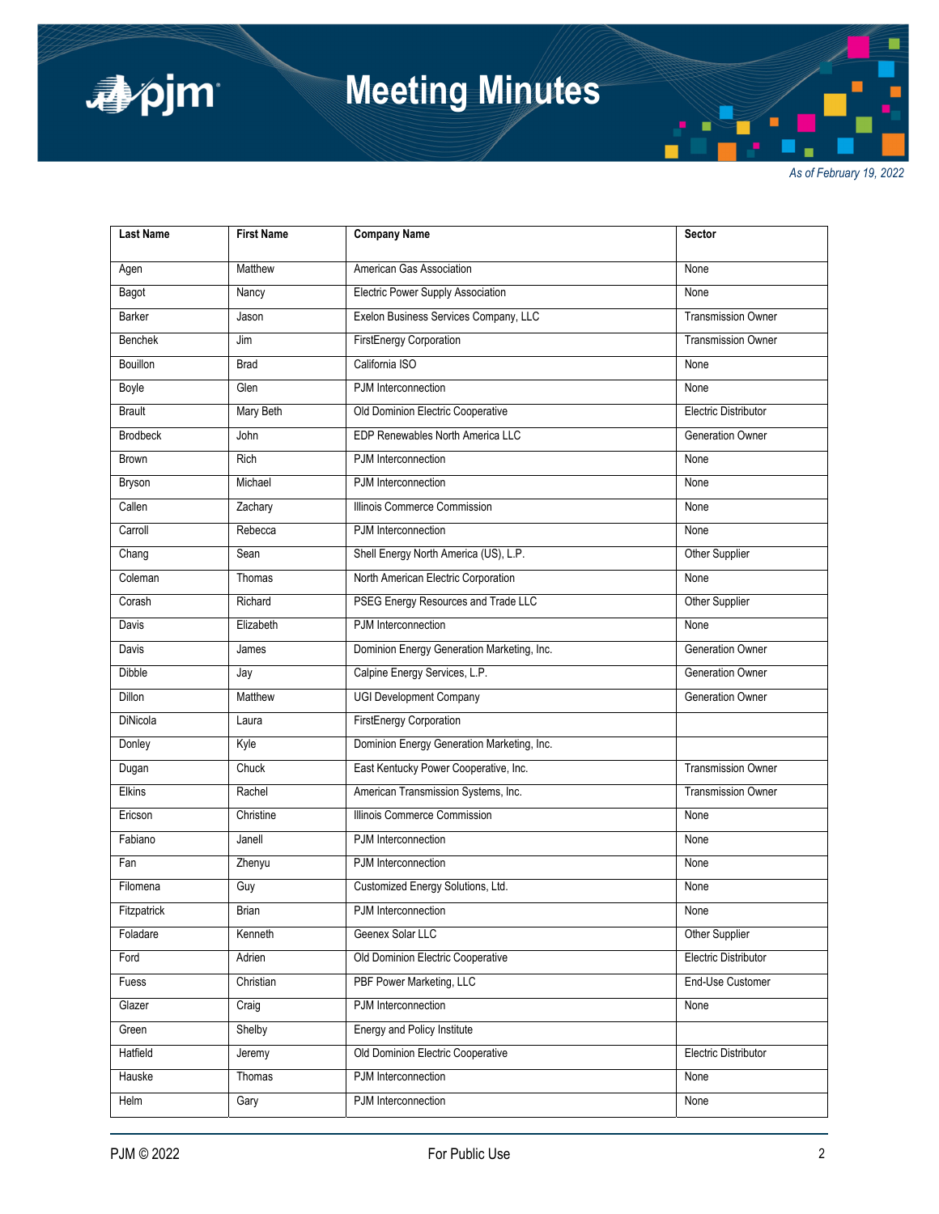# Meeting Minutes

*As of February 19, 2022*

| Last Name | First Name | Company Name | Sector |
|---|---|---|---|
| Agen | Matthew | American Gas Association | None |
| Bagot | Nancy | Electric Power Supply Association | None |
| Barker | Jason | Exelon Business Services Company, LLC | Transmission Owner |
| Benchek | Jim | FirstEnergy Corporation | Transmission Owner |
| Bouillon | Brad | California ISO | None |
| Boyle | Glen | PJM Interconnection | None |
| Brault | Mary Beth | Old Dominion Electric Cooperative | Electric Distributor |
| Brodbeck | John | EDP Renewables North America LLC | Generation Owner |
| Brown | Rich | PJM Interconnection | None |
| Bryson | Michael | PJM Interconnection | None |
| Callen | Zachary | Illinois Commerce Commission | None |
| Carroll | Rebecca | PJM Interconnection | None |
| Chang | Sean | Shell Energy North America (US), L.P. | Other Supplier |
| Coleman | Thomas | North American Electric Corporation | None |
| Corash | Richard | PSEG Energy Resources and Trade LLC | Other Supplier |
| Davis | Elizabeth | PJM Interconnection | None |
| Davis | James | Dominion Energy Generation Marketing, Inc. | Generation Owner |
| Dibble | Jay | Calpine Energy Services, L.P. | Generation Owner |
| Dillon | Matthew | UGI Development Company | Generation Owner |
| DiNicola | Laura | FirstEnergy Corporation | |
| Donley | Kyle | Dominion Energy Generation Marketing, Inc. | |
| Dugan | Chuck | East Kentucky Power Cooperative, Inc. | Transmission Owner |
| Elkins | Rachel | American Transmission Systems, Inc. | Transmission Owner |
| Ericson | Christine | Illinois Commerce Commission | None |
| Fabiano | Janell | PJM Interconnection | None |
| Fan | Zhenyu | PJM Interconnection | None |
| Filomena | Guy | Customized Energy Solutions, Ltd. | None |
| Fitzpatrick | Brian | PJM Interconnection | None |
| Foladare | Kenneth | Geenex Solar LLC | Other Supplier |
| Ford | Adrien | Old Dominion Electric Cooperative | Electric Distributor |
| Fuess | Christian | PBF Power Marketing, LLC | End-Use Customer |
| Glazer | Craig | PJM Interconnection | None |
| Green | Shelby | Energy and Policy Institute | |
| Hatfield | Jeremy | Old Dominion Electric Cooperative | Electric Distributor |
| Hauske | Thomas | PJM Interconnection | None |
| Helm | Gary | PJM Interconnection | None |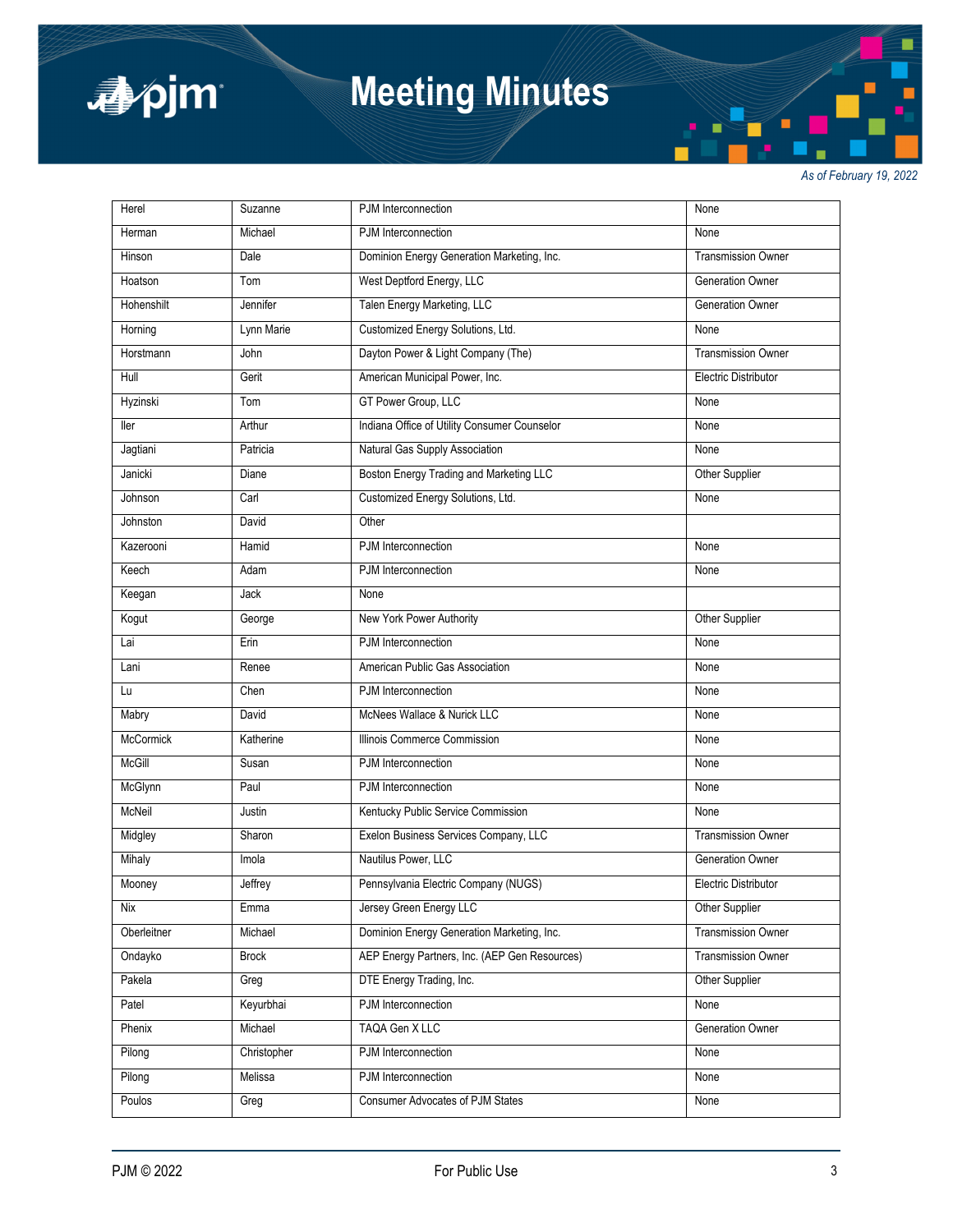*As of February 19, 2022*

| | | | |
|---|---|---|---|
| Herel | Suzanne | PJM Interconnection | None |
| Herman | Michael | PJM Interconnection | None |
| Hinson | Dale | Dominion Energy Generation Marketing, Inc. | Transmission Owner |
| Hoatson | Tom | West Deptford Energy, LLC | Generation Owner |
| Hohenshilt | Jennifer | Talen Energy Marketing, LLC | Generation Owner |
| Horning | Lynn Marie | Customized Energy Solutions, Ltd. | None |
| Horstmann | John | Dayton Power & Light Company (The) | Transmission Owner |
| Hull | Gerit | American Municipal Power, Inc. | Electric Distributor |
| Hyzinski | Tom | GT Power Group, LLC | None |
| Iler | Arthur | Indiana Office of Utility Consumer Counselor | None |
| Jagtiani | Patricia | Natural Gas Supply Association | None |
| Janicki | Diane | Boston Energy Trading and Marketing LLC | Other Supplier |
| Johnson | Carl | Customized Energy Solutions, Ltd. | None |
| Johnston | David | Other | |
| Kazerooni | Hamid | PJM Interconnection | None |
| Keech | Adam | PJM Interconnection | None |
| Keegan | Jack | None | |
| Kogut | George | New York Power Authority | Other Supplier |
| Lai | Erin | PJM Interconnection | None |
| Lani | Renee | American Public Gas Association | None |
| Lu | Chen | PJM Interconnection | None |
| Mabry | David | McNees Wallace & Nurick LLC | None |
| McCormick | Katherine | Illinois Commerce Commission | None |
| McGill | Susan | PJM Interconnection | None |
| McGlynn | Paul | PJM Interconnection | None |
| McNeil | Justin | Kentucky Public Service Commission | None |
| Midgley | Sharon | Exelon Business Services Company, LLC | Transmission Owner |
| Mihaly | Imola | Nautilus Power, LLC | Generation Owner |
| Mooney | Jeffrey | Pennsylvania Electric Company (NUGS) | Electric Distributor |
| Nix | Emma | Jersey Green Energy LLC | Other Supplier |
| Oberleitner | Michael | Dominion Energy Generation Marketing, Inc. | Transmission Owner |
| Ondayko | Brock | AEP Energy Partners, Inc. (AEP Gen Resources) | Transmission Owner |
| Pakela | Greg | DTE Energy Trading, Inc. | Other Supplier |
| Patel | Keyurbhai | PJM Interconnection | None |
| Phenix | Michael | TAQA Gen X LLC | Generation Owner |
| Pilong | Christopher | PJM Interconnection | None |
| Pilong | Melissa | PJM Interconnection | None |
| Poulos | Greg | Consumer Advocates of PJM States | None |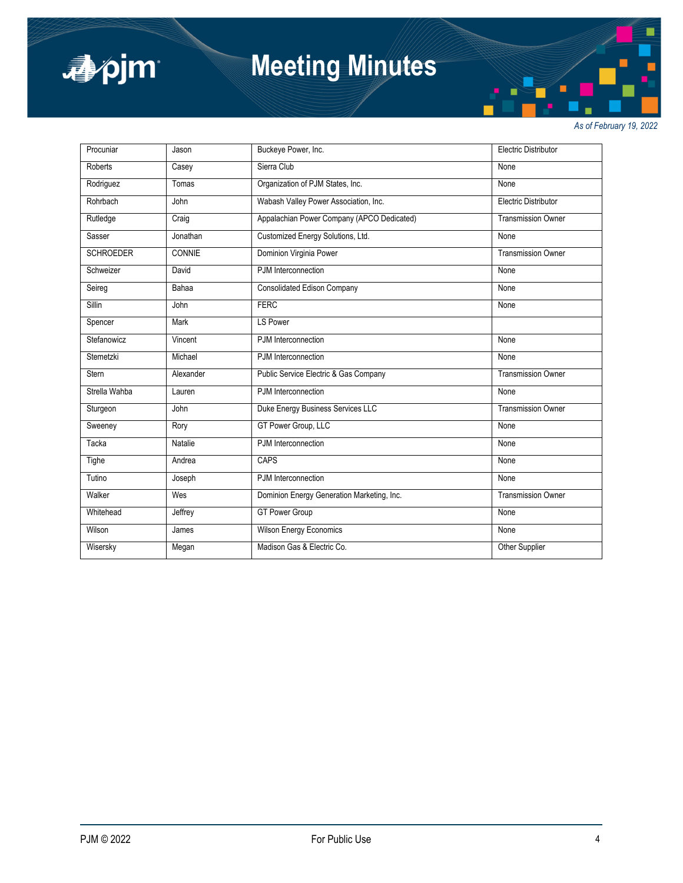| | | | |
|---|---|---|---|
| Procuniar | Jason | Buckeye Power, Inc. | Electric Distributor |
| Roberts | Casey | Sierra Club | None |
| Rodriguez | Tomas | Organization of PJM States, Inc. | None |
| Rohrbach | John | Wabash Valley Power Association, Inc. | Electric Distributor |
| Rutledge | Craig | Appalachian Power Company (APCO Dedicated) | Transmission Owner |
| Sasser | Jonathan | Customized Energy Solutions, Ltd. | None |
| SCHROEDER | CONNIE | Dominion Virginia Power | Transmission Owner |
| Schweizer | David | PJM Interconnection | None |
| Seireg | Bahaa | Consolidated Edison Company | None |
| Sillin | John | FERC | None |
| Spencer | Mark | LS Power | |
| Stefanowicz | Vincent | PJM Interconnection | None |
| Stemetzki | Michael | PJM Interconnection | None |
| Stern | Alexander | Public Service Electric & Gas Company | Transmission Owner |
| Strella Wahba | Lauren | PJM Interconnection | None |
| Sturgeon | John | Duke Energy Business Services LLC | Transmission Owner |
| Sweeney | Rory | GT Power Group, LLC | None |
| Tacka | Natalie | PJM Interconnection | None |
| Tighe | Andrea | CAPS | None |
| Tutino | Joseph | PJM Interconnection | None |
| Walker | Wes | Dominion Energy Generation Marketing, Inc. | Transmission Owner |
| Whitehead | Jeffrey | GT Power Group | None |
| Wilson | James | Wilson Energy Economics | None |
| Wisersky | Megan | Madison Gas & Electric Co. | Other Supplier |